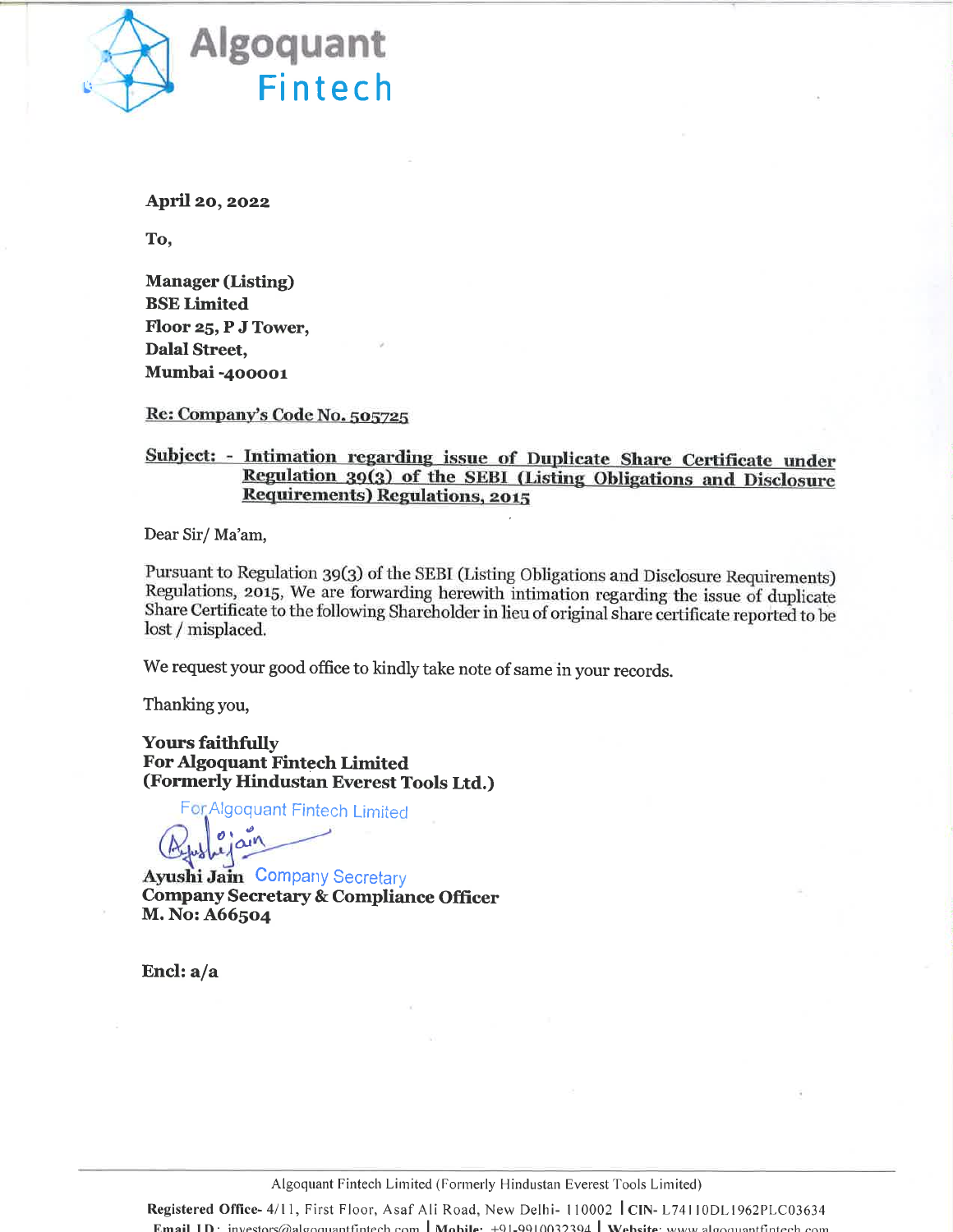**Algoquant Fintech**

**April 20, 2022**

**To,**

**Manager (Listing)**
**BSE Limited**
**Floor 25, P J Tower,**
**Dalal Street,**
**Mumbai -400001**

**Re: Company's Code No. 505725**

**Subject: - Intimation regarding issue of Duplicate Share Certificate under Regulation 39(3) of the SEBI (Listing Obligations and Disclosure Requirements) Regulations, 2015**

Dear Sir/ Ma'am,

Pursuant to Regulation 39(3) of the SEBI (Listing Obligations and Disclosure Requirements) Regulations, 2015, We are forwarding herewith intimation regarding the issue of duplicate Share Certificate to the following Shareholder in lieu of original share certificate reported to be lost / misplaced.

We request your good office to kindly take note of same in your records.

Thanking you,

**Yours faithfully**
**For Algoquant Fintech Limited**
**(Formerly Hindustan Everest Tools Ltd.)**

For Algoquant Fintech Limited

**Ayushi Jain** Company Secretary
**Company Secretary & Compliance Officer**
**M. No: A66504**

**Encl: a/a**

Algoquant Fintech Limited (Formerly Hindustan Everest Tools Limited)

**Registered Office-** 4/11, First Floor, Asaf Ali Road, New Delhi- 110002 | **CIN-** L74110DL1962PLC03634
**Email I.D.:** investors@algoquantfintech.com | **Mobile:** +91-9910032394 | **Website:** www.algoquantfintech.com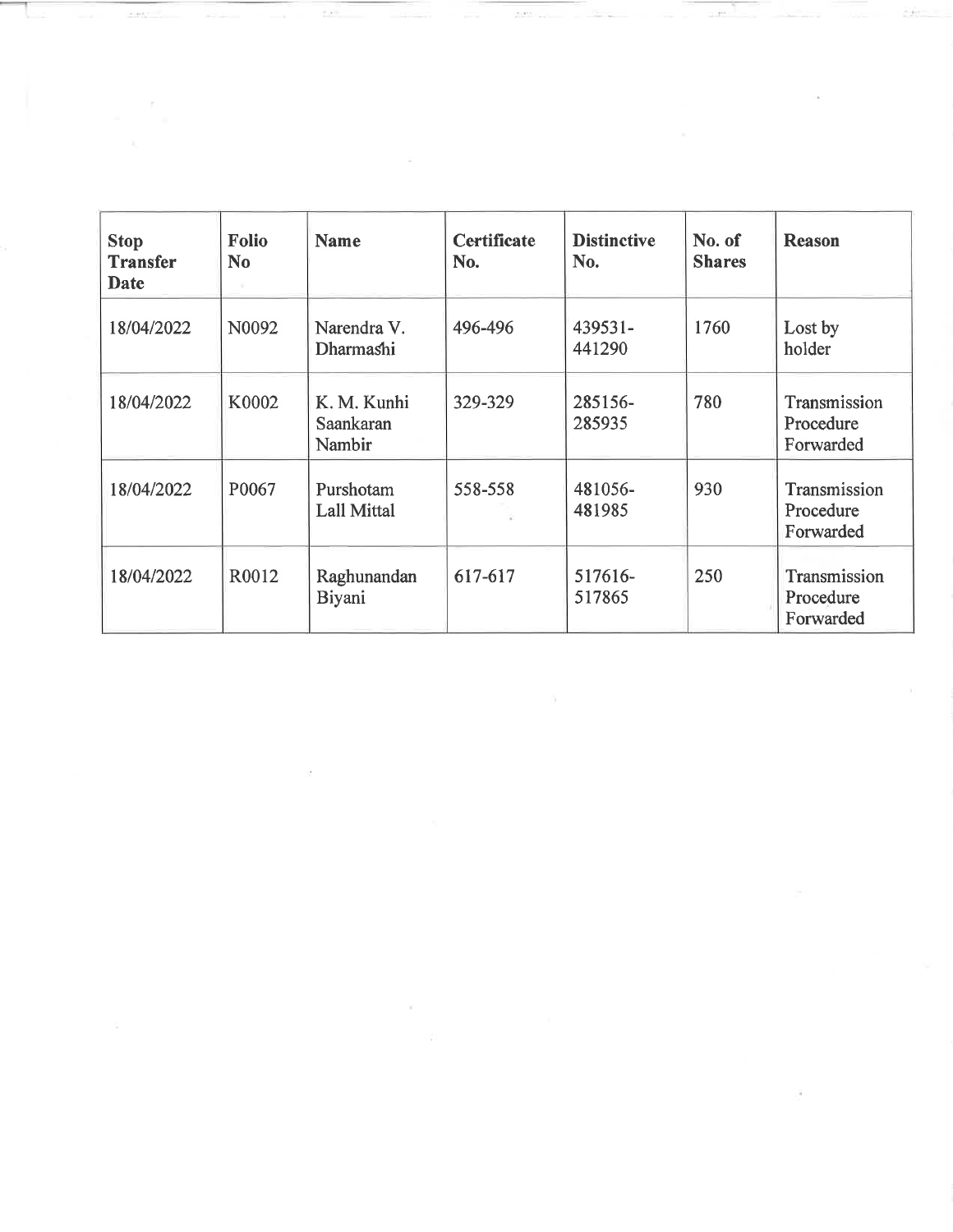| Stop Transfer Date | Folio No | Name | Certificate No. | Distinctive No. | No. of Shares | Reason |
|---|---|---|---|---|---|---|
| 18/04/2022 | N0092 | Narendra V. Dharmashi | 496-496 | 439531-441290 | 1760 | Lost by holder |
| 18/04/2022 | K0002 | K. M. Kunhi Saankaran Nambir | 329-329 | 285156-285935 | 780 | Transmission Procedure Forwarded |
| 18/04/2022 | P0067 | Purshotam Lall Mittal | 558-558 | 481056-481985 | 930 | Transmission Procedure Forwarded |
| 18/04/2022 | R0012 | Raghunandan Biyani | 617-617 | 517616-517865 | 250 | Transmission Procedure Forwarded |